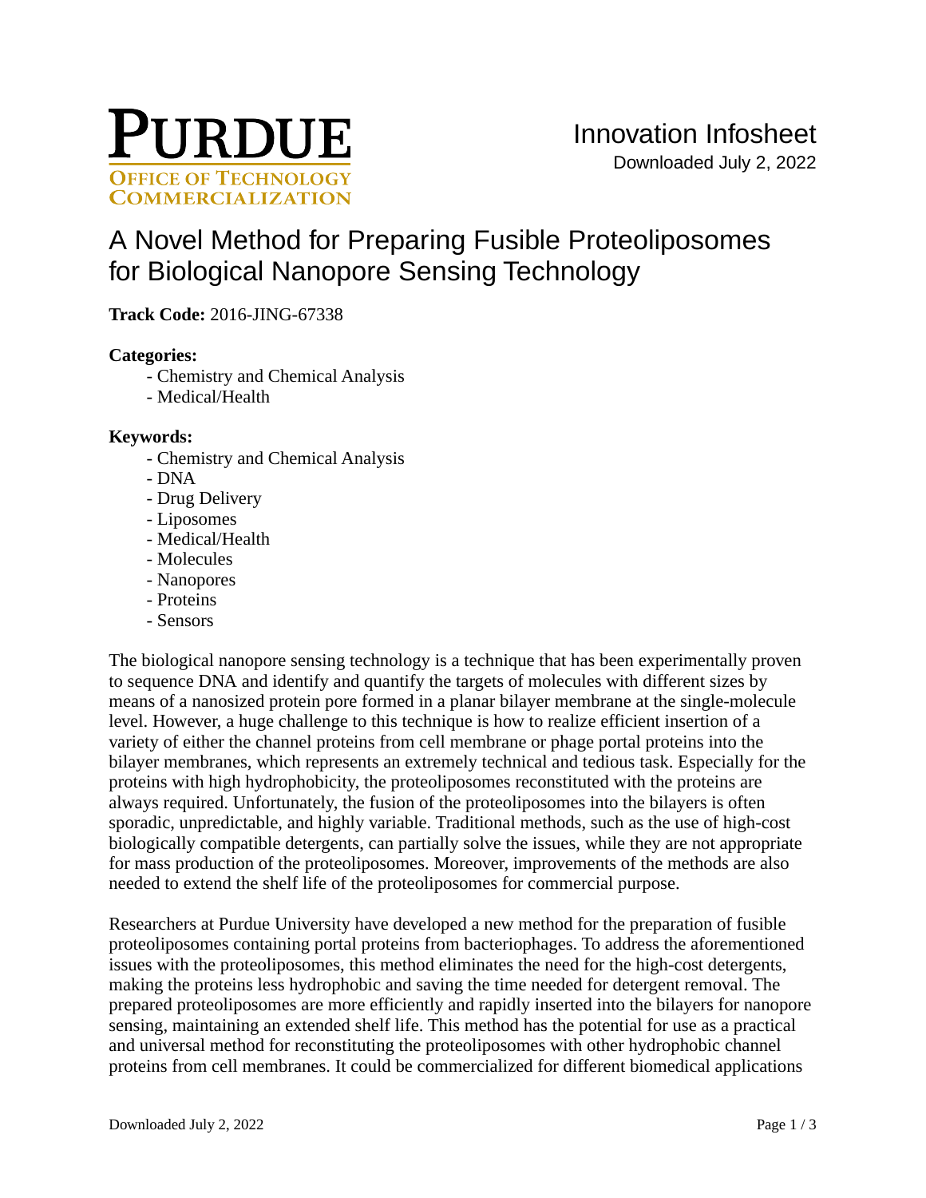# A Novel Method for Preparing Fusible Proteoliposomes for Biological Nanopore Sensing Technology

**Track Code:** 2016-JING-67338

**Categories:**

- Chemistry and Chemical Analysis
- Medical/Health

**Keywords:**

- Chemistry and Chemical Analysis
- DNA
- Drug Delivery
- Liposomes
- Medical/Health
- Molecules
- Nanopores
- Proteins
- Sensors

The biological nanopore sensing technology is a technique that has been experimentally proven to sequence DNA and identify and quantify the targets of molecules with different sizes by means of a nanosized protein pore formed in a planar bilayer membrane at the single-molecule level. However, a huge challenge to this technique is how to realize efficient insertion of a variety of either the channel proteins from cell membrane or phage portal proteins into the bilayer membranes, which represents an extremely technical and tedious task. Especially for the proteins with high hydrophobicity, the proteoliposomes reconstituted with the proteins are always required. Unfortunately, the fusion of the proteoliposomes into the bilayers is often sporadic, unpredictable, and highly variable. Traditional methods, such as the use of high-cost biologically compatible detergents, can partially solve the issues, while they are not appropriate for mass production of the proteoliposomes. Moreover, improvements of the methods are also needed to extend the shelf life of the proteoliposomes for commercial purpose.

Researchers at Purdue University have developed a new method for the preparation of fusible proteoliposomes containing portal proteins from bacteriophages. To address the aforementioned issues with the proteoliposomes, this method eliminates the need for the high-cost detergents, making the proteins less hydrophobic and saving the time needed for detergent removal. The prepared proteoliposomes are more efficiently and rapidly inserted into the bilayers for nanopore sensing, maintaining an extended shelf life. This method has the potential for use as a practical and universal method for reconstituting the proteoliposomes with other hydrophobic channel proteins from cell membranes. It could be commercialized for different biomedical applications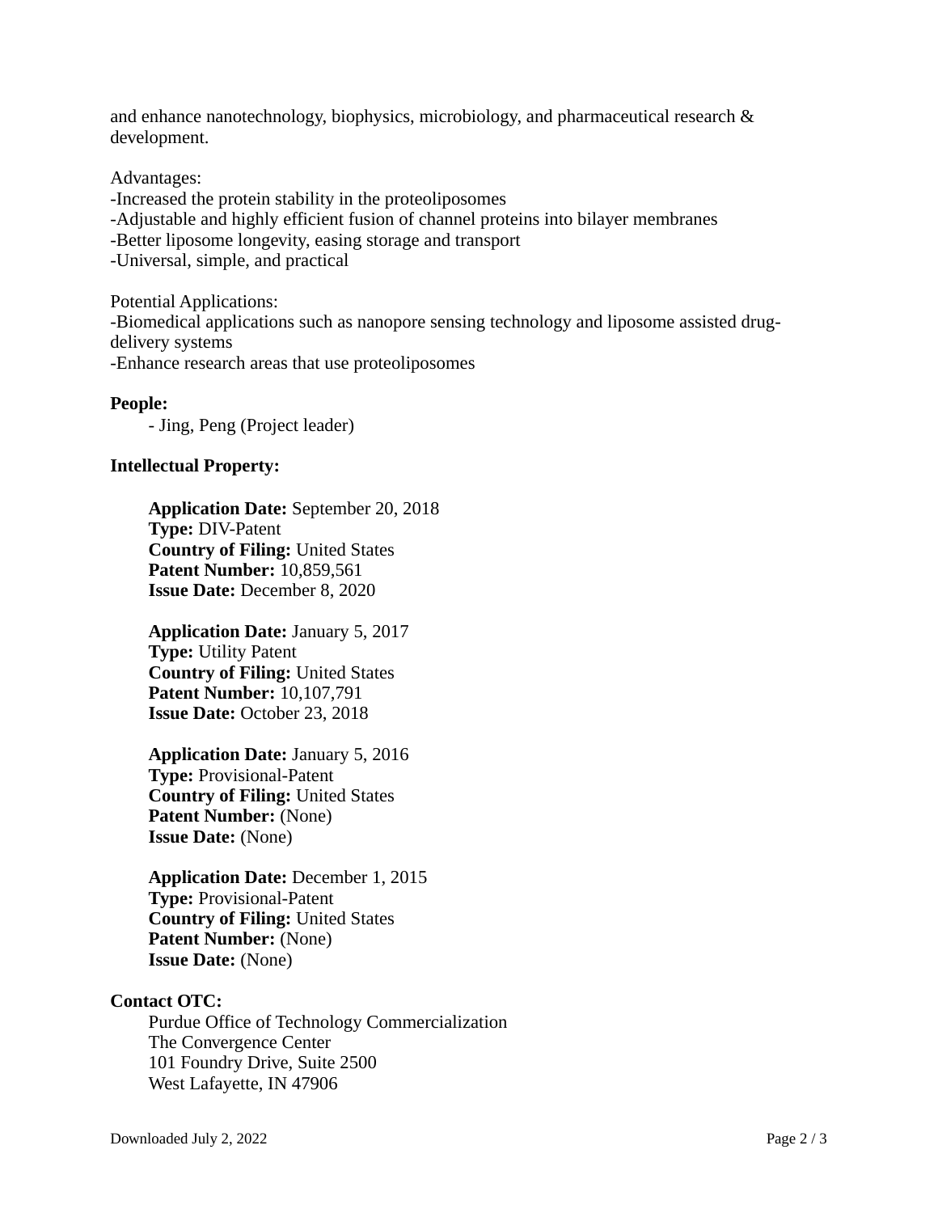and enhance nanotechnology, biophysics, microbiology, and pharmaceutical research & development.

Advantages:
-Increased the protein stability in the proteoliposomes
-Adjustable and highly efficient fusion of channel proteins into bilayer membranes
-Better liposome longevity, easing storage and transport
-Universal, simple, and practical

Potential Applications:
-Biomedical applications such as nanopore sensing technology and liposome assisted drug-delivery systems
-Enhance research areas that use proteoliposomes

**People:**

- Jing, Peng (Project leader)

**Intellectual Property:**

**Application Date:** September 20, 2018
**Type:** DIV-Patent
**Country of Filing:** United States
**Patent Number:** 10,859,561
**Issue Date:** December 8, 2020

**Application Date:** January 5, 2017
**Type:** Utility Patent
**Country of Filing:** United States
**Patent Number:** 10,107,791
**Issue Date:** October 23, 2018

**Application Date:** January 5, 2016
**Type:** Provisional-Patent
**Country of Filing:** United States
**Patent Number:** (None)
**Issue Date:** (None)

**Application Date:** December 1, 2015
**Type:** Provisional-Patent
**Country of Filing:** United States
**Patent Number:** (None)
**Issue Date:** (None)

**Contact OTC:**

Purdue Office of Technology Commercialization
The Convergence Center
101 Foundry Drive, Suite 2500
West Lafayette, IN 47906

Downloaded July 2, 2022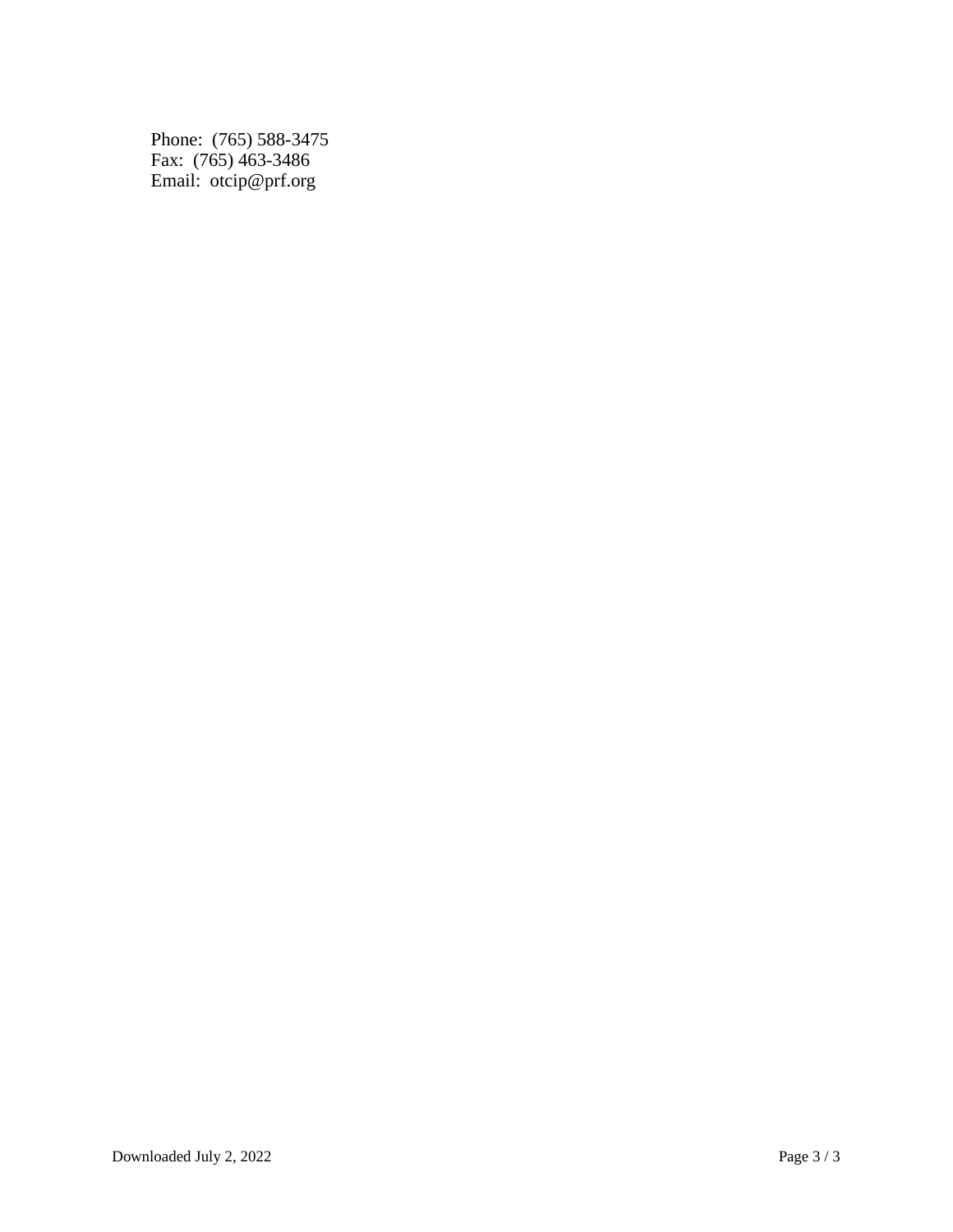Phone: (765) 588-3475
Fax: (765) 463-3486
Email: otcip@prf.org